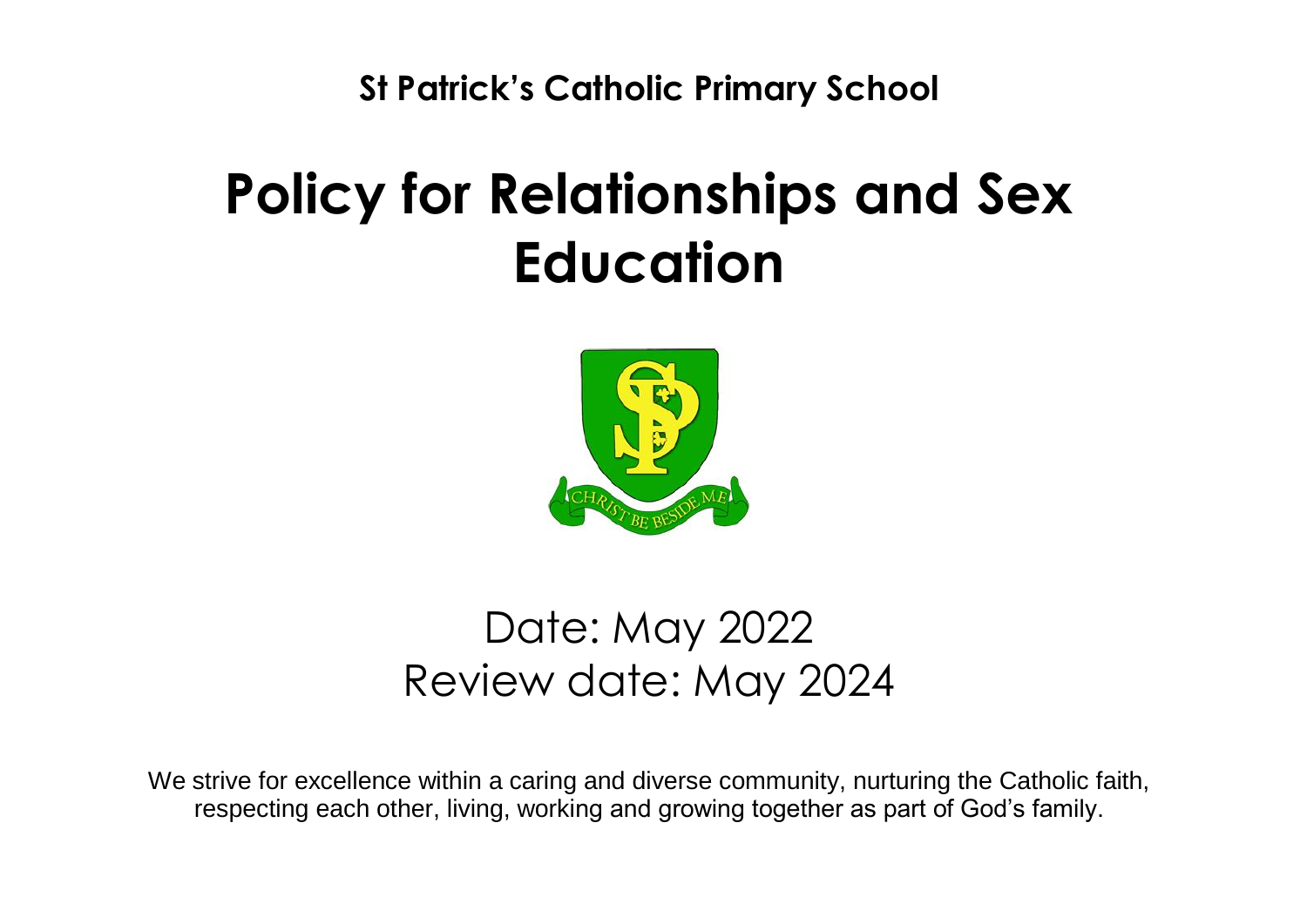**St Patrick's Catholic Primary School**

# Policy for Relationships and Sex Education

Date: May 2022
Review date: May 2024

We strive for excellence within a caring and diverse community, nurturing the Catholic faith, respecting each other, living, working and growing together as part of God's family.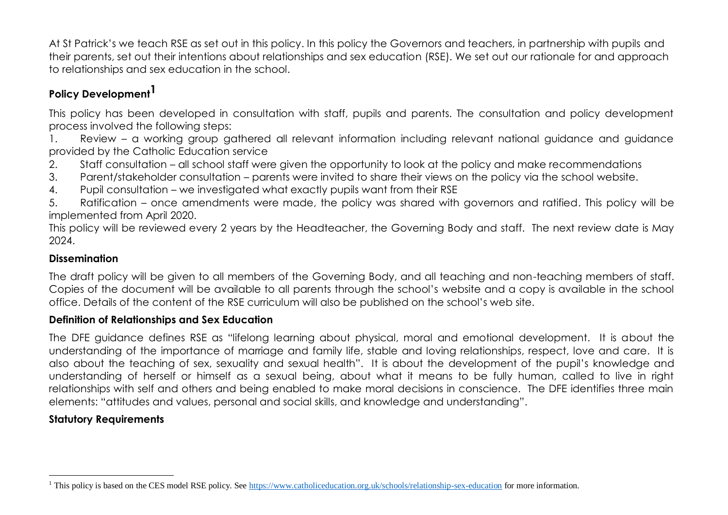At St Patrick's we teach RSE as set out in this policy. In this policy the Governors and teachers, in partnership with pupils and their parents, set out their intentions about relationships and sex education (RSE). We set out our rationale for and approach to relationships and sex education in the school.

## Policy Development[1]

This policy has been developed in consultation with staff, pupils and parents. The consultation and policy development process involved the following steps:

1. Review – a working group gathered all relevant information including relevant national guidance and guidance provided by the Catholic Education service
2. Staff consultation – all school staff were given the opportunity to look at the policy and make recommendations
3. Parent/stakeholder consultation – parents were invited to share their views on the policy via the school website.
4. Pupil consultation – we investigated what exactly pupils want from their RSE
5. Ratification – once amendments were made, the policy was shared with governors and ratified. This policy will be implemented from April 2020.

This policy will be reviewed every 2 years by the Headteacher, the Governing Body and staff. The next review date is May 2024.

## Dissemination

The draft policy will be given to all members of the Governing Body, and all teaching and non-teaching members of staff. Copies of the document will be available to all parents through the school's website and a copy is available in the school office. Details of the content of the RSE curriculum will also be published on the school's web site.

## Definition of Relationships and Sex Education

The DFE guidance defines RSE as "lifelong learning about physical, moral and emotional development. It is about the understanding of the importance of marriage and family life, stable and loving relationships, respect, love and care. It is also about the teaching of sex, sexuality and sexual health". It is about the development of the pupil's knowledge and understanding of herself or himself as a sexual being, about what it means to be fully human, called to live in right relationships with self and others and being enabled to make moral decisions in conscience. The DFE identifies three main elements: "attitudes and values, personal and social skills, and knowledge and understanding".

## Statutory Requirements

[1] This policy is based on the CES model RSE policy. See https://www.catholiceducation.org.uk/schools/relationship-sex-education for more information.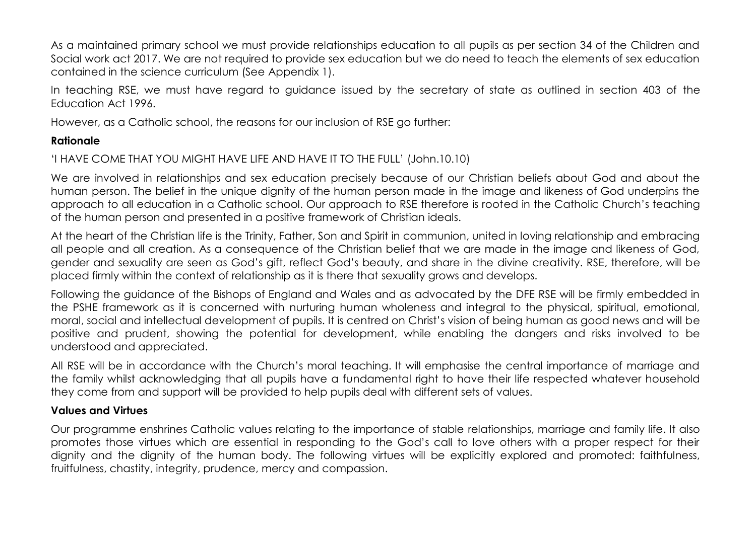As a maintained primary school we must provide relationships education to all pupils as per section 34 of the Children and Social work act 2017. We are not required to provide sex education but we do need to teach the elements of sex education contained in the science curriculum (See Appendix 1).

In teaching RSE, we must have regard to guidance issued by the secretary of state as outlined in section 403 of the Education Act 1996.

However, as a Catholic school, the reasons for our inclusion of RSE go further:

**Rationale**

'I HAVE COME THAT YOU MIGHT HAVE LIFE AND HAVE IT TO THE FULL' (John.10.10)

We are involved in relationships and sex education precisely because of our Christian beliefs about God and about the human person. The belief in the unique dignity of the human person made in the image and likeness of God underpins the approach to all education in a Catholic school. Our approach to RSE therefore is rooted in the Catholic Church's teaching of the human person and presented in a positive framework of Christian ideals.

At the heart of the Christian life is the Trinity, Father, Son and Spirit in communion, united in loving relationship and embracing all people and all creation. As a consequence of the Christian belief that we are made in the image and likeness of God, gender and sexuality are seen as God's gift, reflect God's beauty, and share in the divine creativity. RSE, therefore, will be placed firmly within the context of relationship as it is there that sexuality grows and develops.

Following the guidance of the Bishops of England and Wales and as advocated by the DFE RSE will be firmly embedded in the PSHE framework as it is concerned with nurturing human wholeness and integral to the physical, spiritual, emotional, moral, social and intellectual development of pupils. It is centred on Christ's vision of being human as good news and will be positive and prudent, showing the potential for development, while enabling the dangers and risks involved to be understood and appreciated.

All RSE will be in accordance with the Church's moral teaching. It will emphasise the central importance of marriage and the family whilst acknowledging that all pupils have a fundamental right to have their life respected whatever household they come from and support will be provided to help pupils deal with different sets of values.

**Values and Virtues**

Our programme enshrines Catholic values relating to the importance of stable relationships, marriage and family life. It also promotes those virtues which are essential in responding to the God's call to love others with a proper respect for their dignity and the dignity of the human body. The following virtues will be explicitly explored and promoted: faithfulness, fruitfulness, chastity, integrity, prudence, mercy and compassion.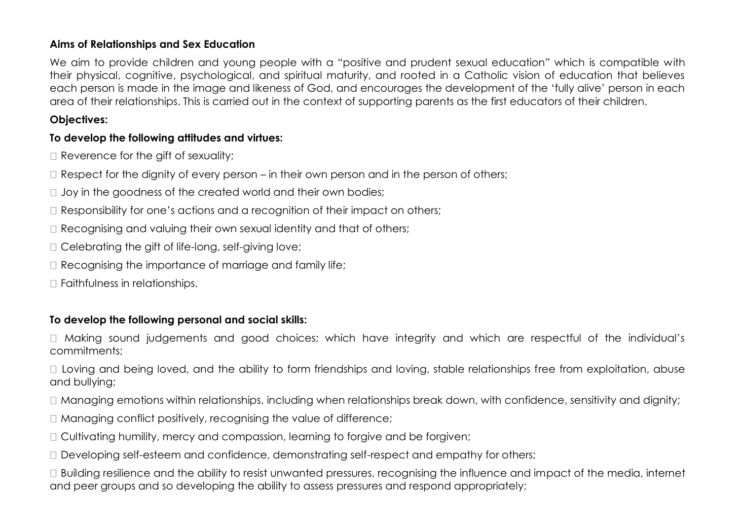**Aims of Relationships and Sex Education**

We aim to provide children and young people with a "positive and prudent sexual education" which is compatible with their physical, cognitive, psychological, and spiritual maturity, and rooted in a Catholic vision of education that believes each person is made in the image and likeness of God, and encourages the development of the 'fully alive' person in each area of their relationships. This is carried out in the context of supporting parents as the first educators of their children.

**Objectives:**

**To develop the following attitudes and virtues:**

- Reverence for the gift of sexuality;
- Respect for the dignity of every person – in their own person and in the person of others;
- Joy in the goodness of the created world and their own bodies;
- Responsibility for one's actions and a recognition of their impact on others;
- Recognising and valuing their own sexual identity and that of others;
- Celebrating the gift of life-long, self-giving love;
- Recognising the importance of marriage and family life;
- Faithfulness in relationships.

**To develop the following personal and social skills:**

- Making sound judgements and good choices; which have integrity and which are respectful of the individual's commitments;
- Loving and being loved, and the ability to form friendships and loving, stable relationships free from exploitation, abuse and bullying;
- Managing emotions within relationships, including when relationships break down, with confidence, sensitivity and dignity;
- Managing conflict positively, recognising the value of difference;
- Cultivating humility, mercy and compassion, learning to forgive and be forgiven;
- Developing self-esteem and confidence, demonstrating self-respect and empathy for others;
- Building resilience and the ability to resist unwanted pressures, recognising the influence and impact of the media, internet and peer groups and so developing the ability to assess pressures and respond appropriately;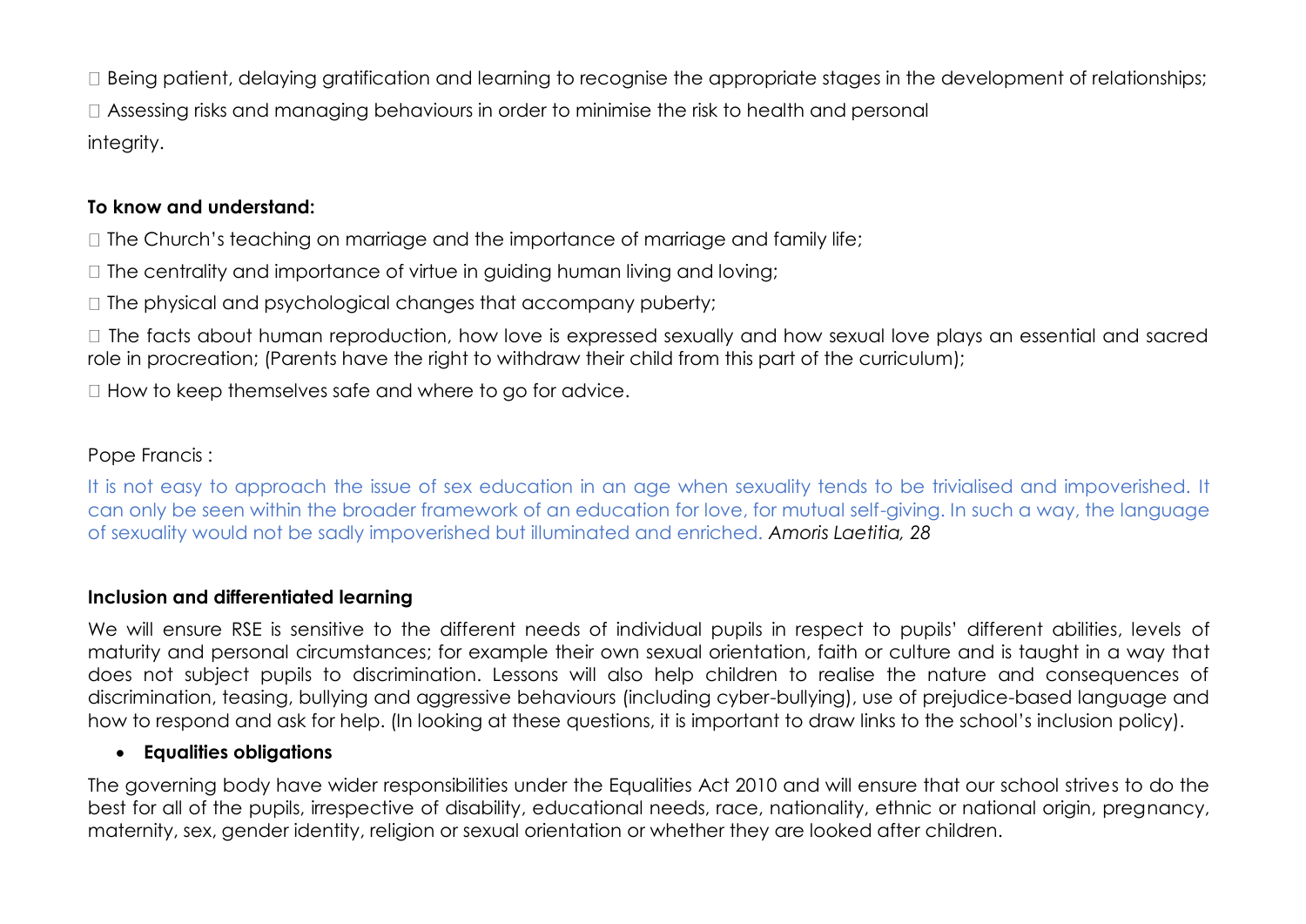- Being patient, delaying gratification and learning to recognise the appropriate stages in the development of relationships;
- Assessing risks and managing behaviours in order to minimise the risk to health and personal integrity.

**To know and understand:**

- The Church's teaching on marriage and the importance of marriage and family life;
- The centrality and importance of virtue in guiding human living and loving;
- The physical and psychological changes that accompany puberty;
- The facts about human reproduction, how love is expressed sexually and how sexual love plays an essential and sacred role in procreation; (Parents have the right to withdraw their child from this part of the curriculum);
- How to keep themselves safe and where to go for advice.

Pope Francis :

It is not easy to approach the issue of sex education in an age when sexuality tends to be trivialised and impoverished. It can only be seen within the broader framework of an education for love, for mutual self-giving. In such a way, the language of sexuality would not be sadly impoverished but illuminated and enriched. *Amoris Laetitia, 28*

**Inclusion and differentiated learning**

We will ensure RSE is sensitive to the different needs of individual pupils in respect to pupils' different abilities, levels of maturity and personal circumstances; for example their own sexual orientation, faith or culture and is taught in a way that does not subject pupils to discrimination. Lessons will also help children to realise the nature and consequences of discrimination, teasing, bullying and aggressive behaviours (including cyber-bullying), use of prejudice-based language and how to respond and ask for help. (In looking at these questions, it is important to draw links to the school's inclusion policy).

- **Equalities obligations**

The governing body have wider responsibilities under the Equalities Act 2010 and will ensure that our school strives to do the best for all of the pupils, irrespective of disability, educational needs, race, nationality, ethnic or national origin, pregnancy, maternity, sex, gender identity, religion or sexual orientation or whether they are looked after children.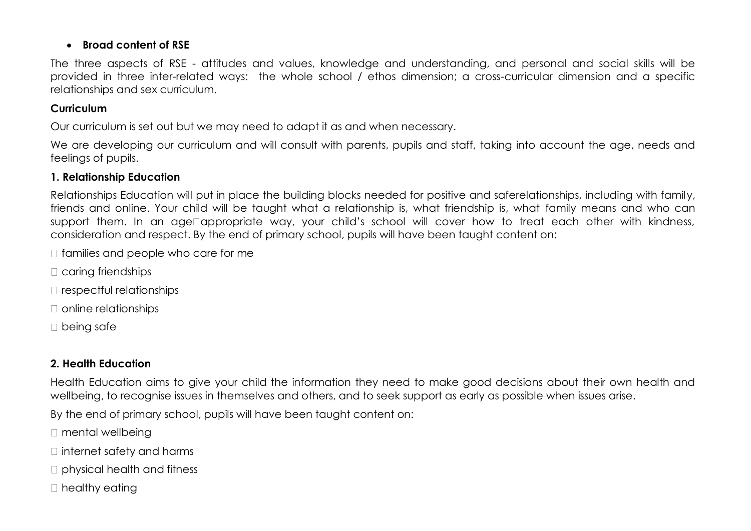- **Broad content of RSE**

The three aspects of RSE - attitudes and values, knowledge and understanding, and personal and social skills will be provided in three inter-related ways: the whole school / ethos dimension; a cross-curricular dimension and a specific relationships and sex curriculum.

**Curriculum**

Our curriculum is set out but we may need to adapt it as and when necessary.

We are developing our curriculum and will consult with parents, pupils and staff, taking into account the age, needs and feelings of pupils.

**1. Relationship Education**

Relationships Education will put in place the building blocks needed for positive and saferelationships, including with family, friends and online. Your child will be taught what a relationship is, what friendship is, what family means and who can support them. In an age-appropriate way, your child's school will cover how to treat each other with kindness, consideration and respect. By the end of primary school, pupils will have been taught content on:

- families and people who care for me
- caring friendships
- respectful relationships
- online relationships
- being safe

**2. Health Education**

Health Education aims to give your child the information they need to make good decisions about their own health and wellbeing, to recognise issues in themselves and others, and to seek support as early as possible when issues arise.

By the end of primary school, pupils will have been taught content on:

- mental wellbeing
- internet safety and harms
- physical health and fitness
- healthy eating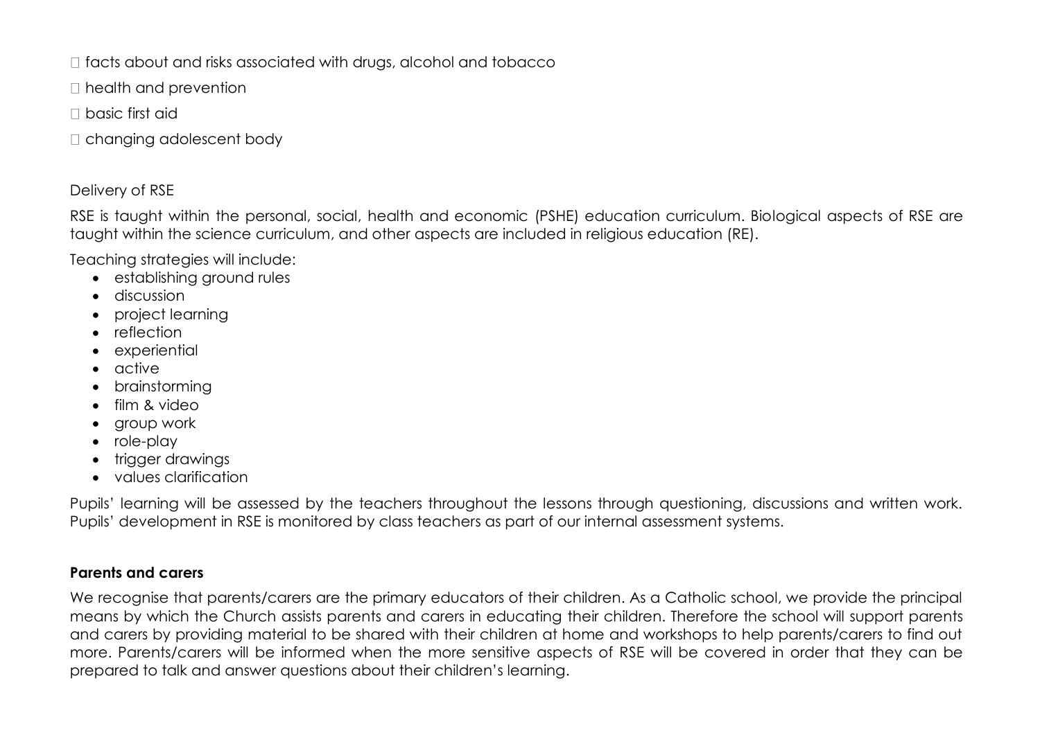- facts about and risks associated with drugs, alcohol and tobacco
- health and prevention
- basic first aid
- changing adolescent body

Delivery of RSE

RSE is taught within the personal, social, health and economic (PSHE) education curriculum. Biological aspects of RSE are taught within the science curriculum, and other aspects are included in religious education (RE).

Teaching strategies will include:

- establishing ground rules
- discussion
- project learning
- reflection
- experiential
- active
- brainstorming
- film & video
- group work
- role-play
- trigger drawings
- values clarification

Pupils' learning will be assessed by the teachers throughout the lessons through questioning, discussions and written work. Pupils' development in RSE is monitored by class teachers as part of our internal assessment systems.

**Parents and carers**

We recognise that parents/carers are the primary educators of their children. As a Catholic school, we provide the principal means by which the Church assists parents and carers in educating their children. Therefore the school will support parents and carers by providing material to be shared with their children at home and workshops to help parents/carers to find out more. Parents/carers will be informed when the more sensitive aspects of RSE will be covered in order that they can be prepared to talk and answer questions about their children's learning.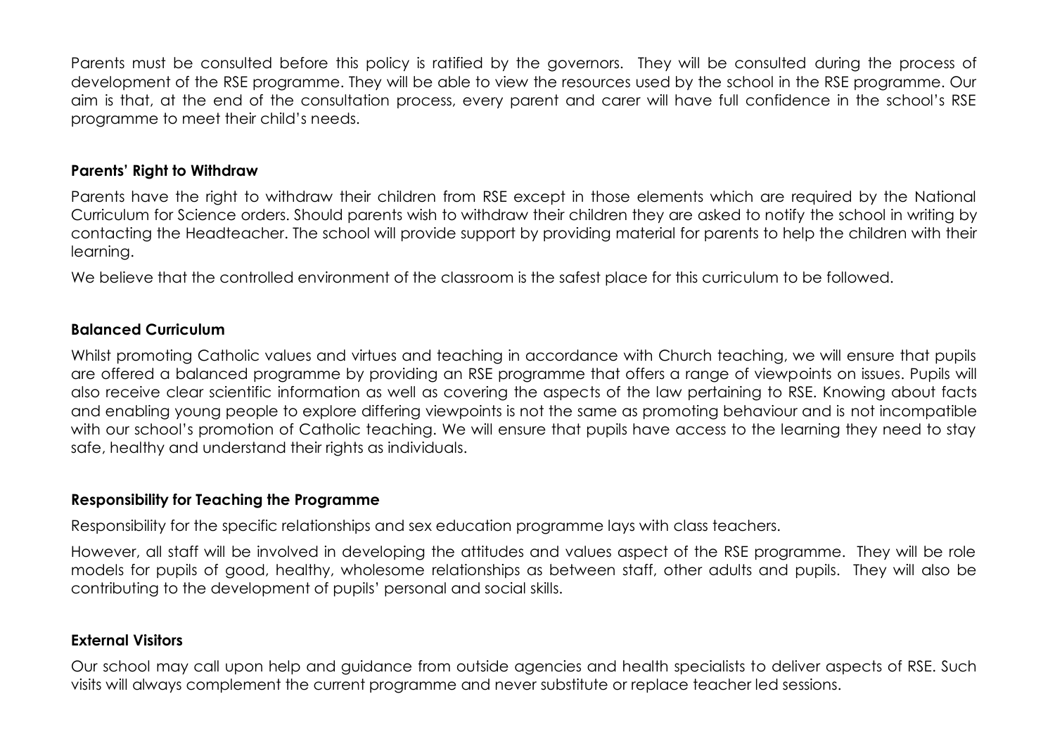Parents must be consulted before this policy is ratified by the governors. They will be consulted during the process of development of the RSE programme. They will be able to view the resources used by the school in the RSE programme. Our aim is that, at the end of the consultation process, every parent and carer will have full confidence in the school's RSE programme to meet their child's needs.

**Parents' Right to Withdraw**

Parents have the right to withdraw their children from RSE except in those elements which are required by the National Curriculum for Science orders. Should parents wish to withdraw their children they are asked to notify the school in writing by contacting the Headteacher. The school will provide support by providing material for parents to help the children with their learning.

We believe that the controlled environment of the classroom is the safest place for this curriculum to be followed.

**Balanced Curriculum**

Whilst promoting Catholic values and virtues and teaching in accordance with Church teaching, we will ensure that pupils are offered a balanced programme by providing an RSE programme that offers a range of viewpoints on issues. Pupils will also receive clear scientific information as well as covering the aspects of the law pertaining to RSE. Knowing about facts and enabling young people to explore differing viewpoints is not the same as promoting behaviour and is not incompatible with our school's promotion of Catholic teaching. We will ensure that pupils have access to the learning they need to stay safe, healthy and understand their rights as individuals.

**Responsibility for Teaching the Programme**

Responsibility for the specific relationships and sex education programme lays with class teachers.

However, all staff will be involved in developing the attitudes and values aspect of the RSE programme. They will be role models for pupils of good, healthy, wholesome relationships as between staff, other adults and pupils. They will also be contributing to the development of pupils' personal and social skills.

**External Visitors**

Our school may call upon help and guidance from outside agencies and health specialists to deliver aspects of RSE. Such visits will always complement the current programme and never substitute or replace teacher led sessions.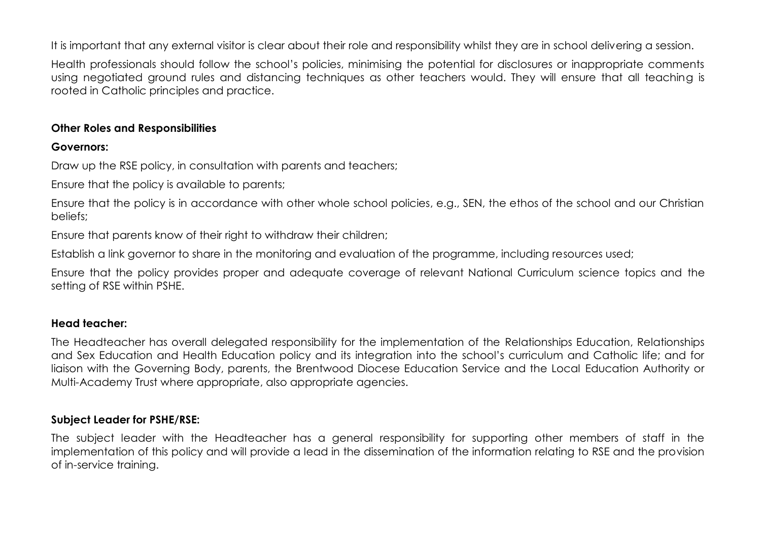It is important that any external visitor is clear about their role and responsibility whilst they are in school delivering a session.

Health professionals should follow the school's policies, minimising the potential for disclosures or inappropriate comments using negotiated ground rules and distancing techniques as other teachers would. They will ensure that all teaching is rooted in Catholic principles and practice.

**Other Roles and Responsibilities**

**Governors:**

Draw up the RSE policy, in consultation with parents and teachers;

Ensure that the policy is available to parents;

Ensure that the policy is in accordance with other whole school policies, e.g., SEN, the ethos of the school and our Christian beliefs;

Ensure that parents know of their right to withdraw their children;

Establish a link governor to share in the monitoring and evaluation of the programme, including resources used;

Ensure that the policy provides proper and adequate coverage of relevant National Curriculum science topics and the setting of RSE within PSHE.

**Head teacher:**

The Headteacher has overall delegated responsibility for the implementation of the Relationships Education, Relationships and Sex Education and Health Education policy and its integration into the school's curriculum and Catholic life; and for liaison with the Governing Body, parents, the Brentwood Diocese Education Service and the Local Education Authority or Multi-Academy Trust where appropriate, also appropriate agencies.

**Subject Leader for PSHE/RSE:**

The subject leader with the Headteacher has a general responsibility for supporting other members of staff in the implementation of this policy and will provide a lead in the dissemination of the information relating to RSE and the provision of in-service training.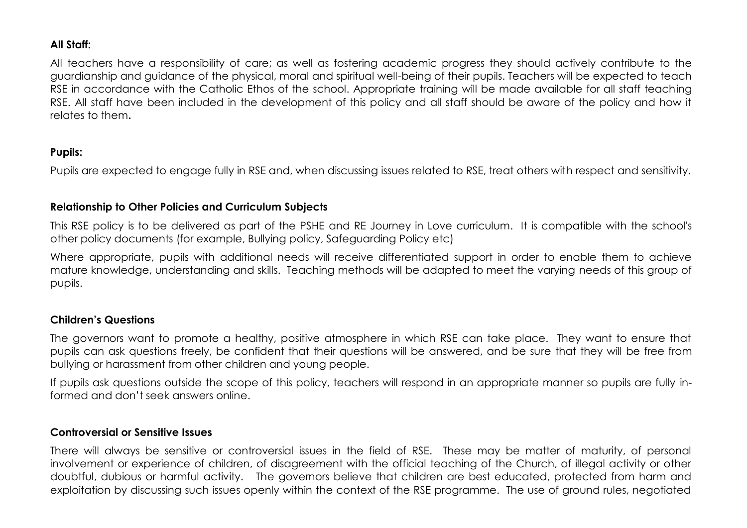**All Staff:**

All teachers have a responsibility of care; as well as fostering academic progress they should actively contribute to the guardianship and guidance of the physical, moral and spiritual well-being of their pupils. Teachers will be expected to teach RSE in accordance with the Catholic Ethos of the school. Appropriate training will be made available for all staff teaching RSE. All staff have been included in the development of this policy and all staff should be aware of the policy and how it relates to them**.**

**Pupils:**

Pupils are expected to engage fully in RSE and, when discussing issues related to RSE, treat others with respect and sensitivity.

**Relationship to Other Policies and Curriculum Subjects**

This RSE policy is to be delivered as part of the PSHE and RE Journey in Love curriculum. It is compatible with the school's other policy documents (for example, Bullying policy, Safeguarding Policy etc)

Where appropriate, pupils with additional needs will receive differentiated support in order to enable them to achieve mature knowledge, understanding and skills. Teaching methods will be adapted to meet the varying needs of this group of pupils.

**Children's Questions**

The governors want to promote a healthy, positive atmosphere in which RSE can take place. They want to ensure that pupils can ask questions freely, be confident that their questions will be answered, and be sure that they will be free from bullying or harassment from other children and young people.

If pupils ask questions outside the scope of this policy, teachers will respond in an appropriate manner so pupils are fully informed and don't seek answers online.

**Controversial or Sensitive Issues**

There will always be sensitive or controversial issues in the field of RSE. These may be matter of maturity, of personal involvement or experience of children, of disagreement with the official teaching of the Church, of illegal activity or other doubtful, dubious or harmful activity. The governors believe that children are best educated, protected from harm and exploitation by discussing such issues openly within the context of the RSE programme. The use of ground rules, negotiated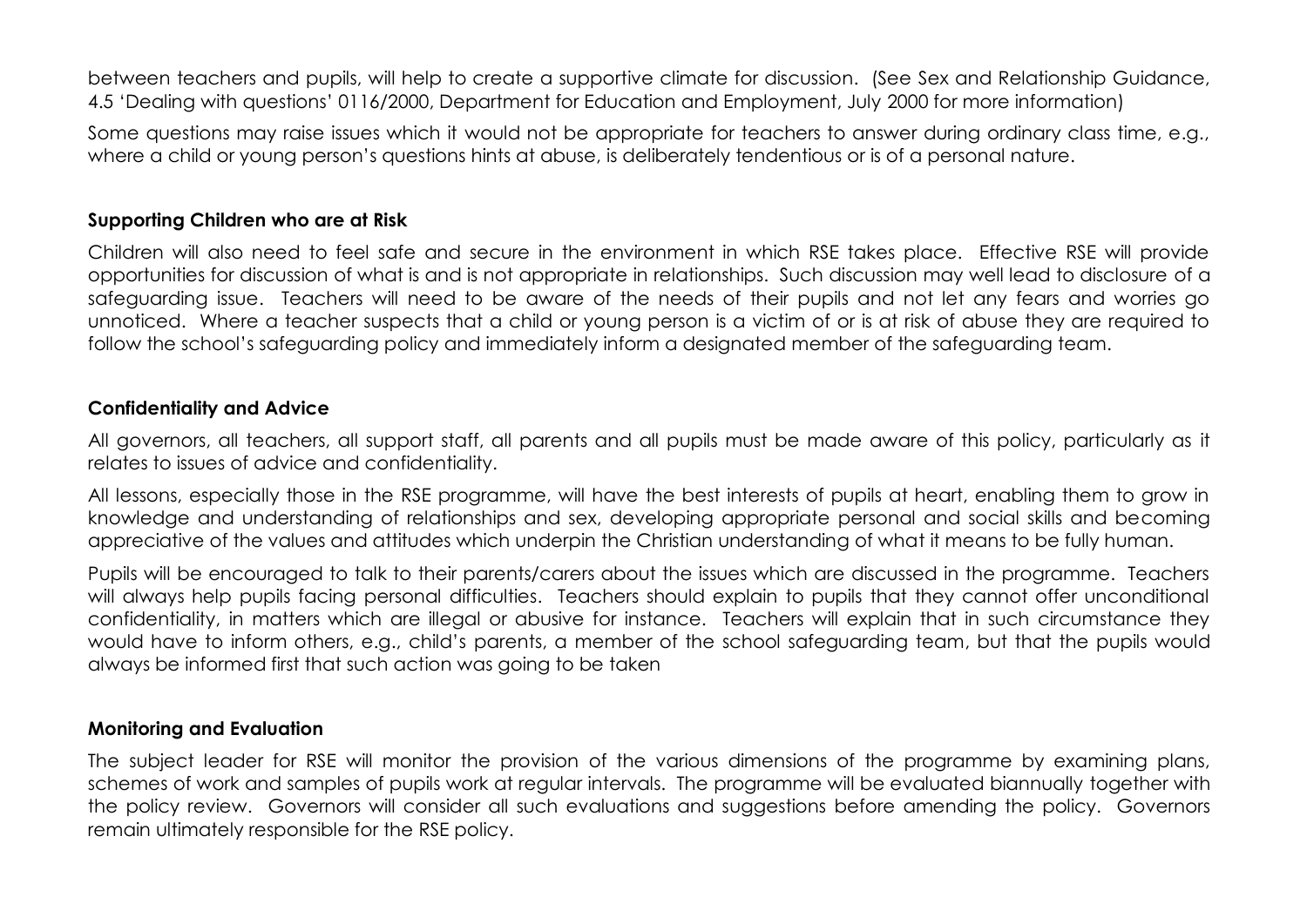between teachers and pupils, will help to create a supportive climate for discussion. (See Sex and Relationship Guidance, 4.5 'Dealing with questions' 0116/2000, Department for Education and Employment, July 2000 for more information)

Some questions may raise issues which it would not be appropriate for teachers to answer during ordinary class time, e.g., where a child or young person's questions hints at abuse, is deliberately tendentious or is of a personal nature.

**Supporting Children who are at Risk**

Children will also need to feel safe and secure in the environment in which RSE takes place. Effective RSE will provide opportunities for discussion of what is and is not appropriate in relationships. Such discussion may well lead to disclosure of a safeguarding issue. Teachers will need to be aware of the needs of their pupils and not let any fears and worries go unnoticed. Where a teacher suspects that a child or young person is a victim of or is at risk of abuse they are required to follow the school's safeguarding policy and immediately inform a designated member of the safeguarding team.

**Confidentiality and Advice**

All governors, all teachers, all support staff, all parents and all pupils must be made aware of this policy, particularly as it relates to issues of advice and confidentiality.

All lessons, especially those in the RSE programme, will have the best interests of pupils at heart, enabling them to grow in knowledge and understanding of relationships and sex, developing appropriate personal and social skills and becoming appreciative of the values and attitudes which underpin the Christian understanding of what it means to be fully human.

Pupils will be encouraged to talk to their parents/carers about the issues which are discussed in the programme. Teachers will always help pupils facing personal difficulties. Teachers should explain to pupils that they cannot offer unconditional confidentiality, in matters which are illegal or abusive for instance. Teachers will explain that in such circumstance they would have to inform others, e.g., child's parents, a member of the school safeguarding team, but that the pupils would always be informed first that such action was going to be taken

**Monitoring and Evaluation**

The subject leader for RSE will monitor the provision of the various dimensions of the programme by examining plans, schemes of work and samples of pupils work at regular intervals. The programme will be evaluated biannually together with the policy review. Governors will consider all such evaluations and suggestions before amending the policy. Governors remain ultimately responsible for the RSE policy.